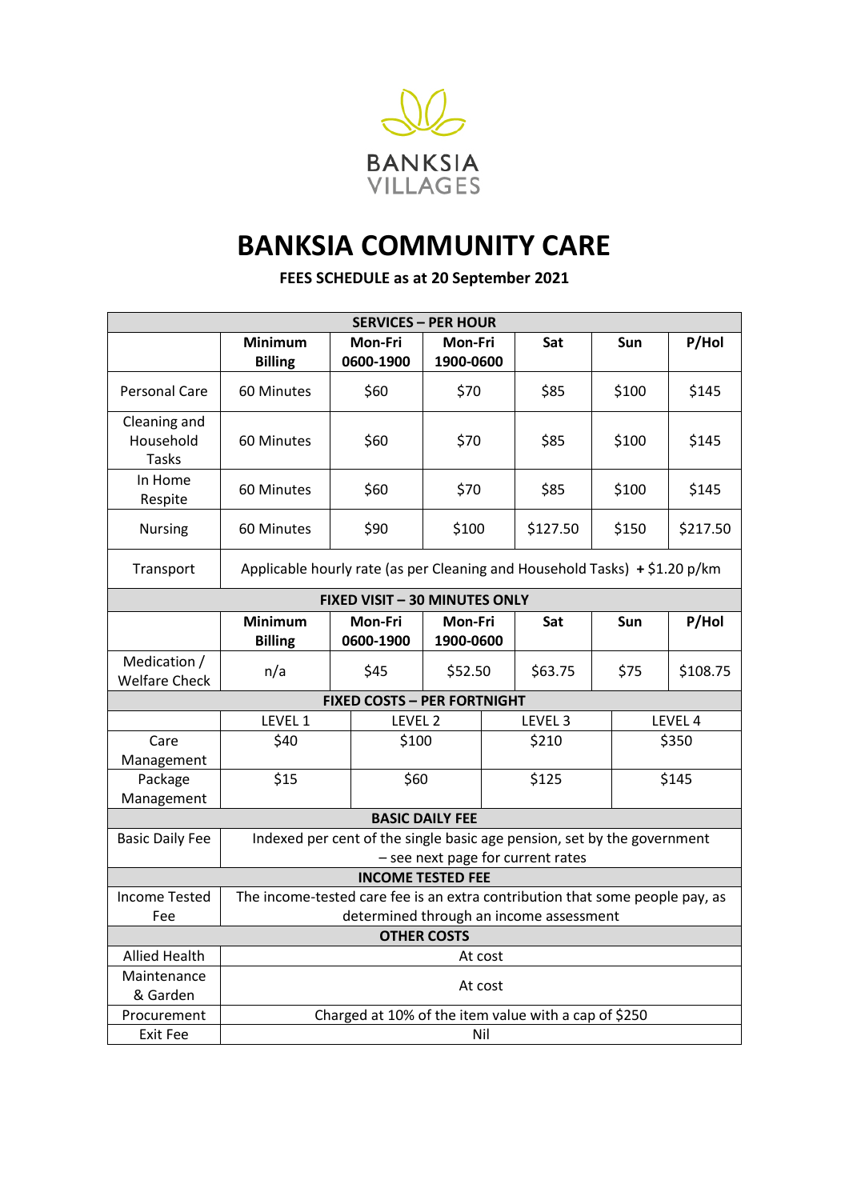BANKSIA VILLAGES

# BANKSIA COMMUNITY CARE

**FEES SCHEDULE as at 20 September 2021**

| **SERVICES – PER HOUR** | | | | | | |
|---|---|---|---|---|---|---|
| | **Minimum Billing** | **Mon-Fri 0600-1900** | **Mon-Fri 1900-0600** | **Sat** | **Sun** | **P/Hol** |
| Personal Care | 60 Minutes | $60 | $70 | $85 | $100 | $145 |
| Cleaning and Household Tasks | 60 Minutes | $60 | $70 | $85 | $100 | $145 |
| In Home Respite | 60 Minutes | $60 | $70 | $85 | $100 | $145 |
| Nursing | 60 Minutes | $90 | $100 | $127.50 | $150 | $217.50 |
| Transport | Applicable hourly rate (as per Cleaning and Household Tasks) **+** $1.20 p/km | | | | | |
| **FIXED VISIT – 30 MINUTES ONLY** | | | | | | |
| | **Minimum Billing** | **Mon-Fri 0600-1900** | **Mon-Fri 1900-0600** | **Sat** | **Sun** | **P/Hol** |
| Medication / Welfare Check | n/a | $45 | $52.50 | $63.75 | $75 | $108.75 |

| **FIXED COSTS – PER FORTNIGHT** | | | | |
|---|---|---|---|---|
| | LEVEL 1 | LEVEL 2 | LEVEL 3 | LEVEL 4 |
| Care Management | $40 | $100 | $210 | $350 |
| Package Management | $15 | $60 | $125 | $145 |

| **BASIC DAILY FEE** | |
|---|---|
| Basic Daily Fee | Indexed per cent of the single basic age pension, set by the government – see next page for current rates |
| **INCOME TESTED FEE** | |
| Income Tested Fee | The income-tested care fee is an extra contribution that some people pay, as determined through an income assessment |
| **OTHER COSTS** | |
| Allied Health | At cost |
| Maintenance & Garden | At cost |
| Procurement | Charged at 10% of the item value with a cap of $250 |
| Exit Fee | Nil |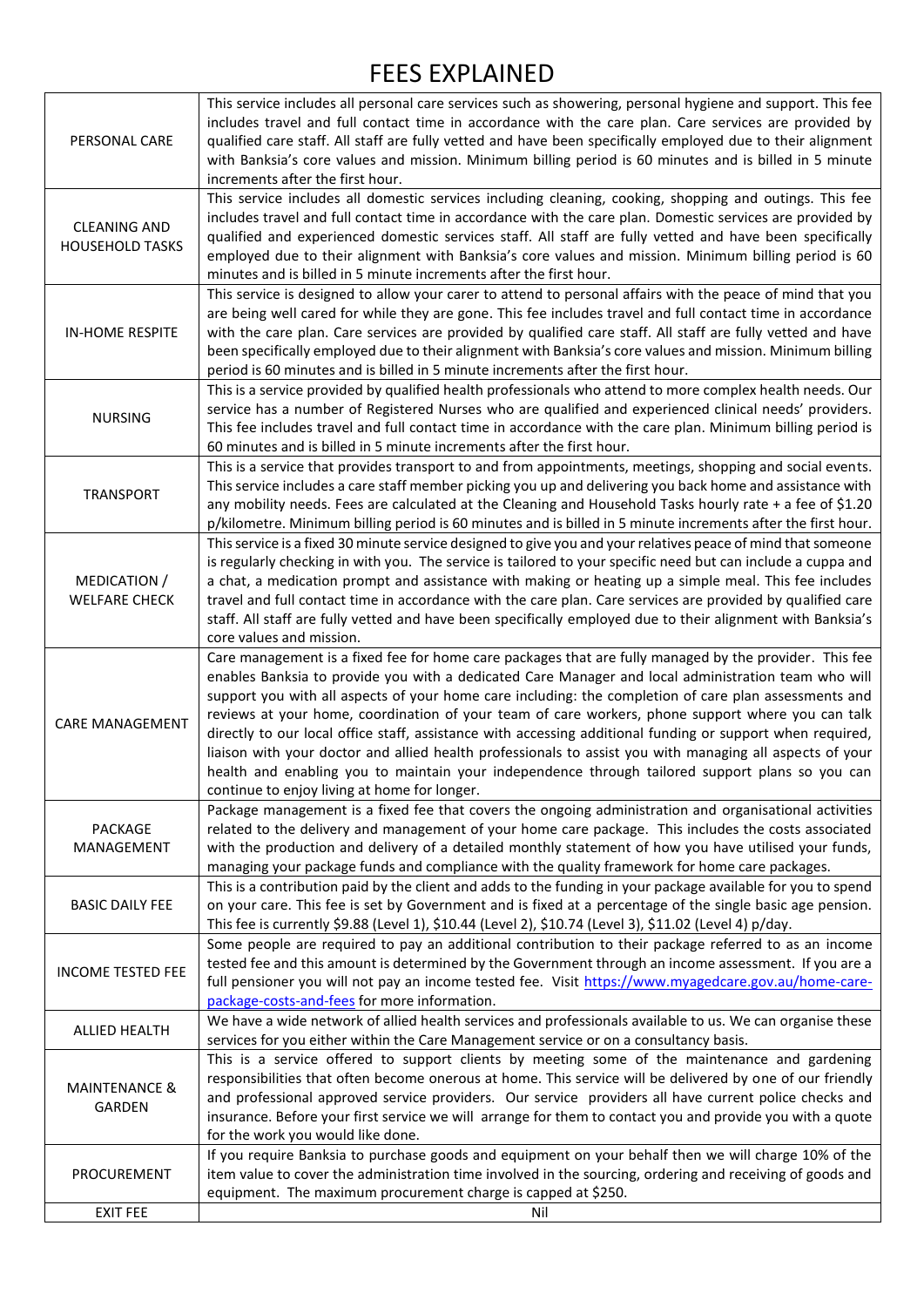# FEES EXPLAINED

| | |
|---|---|
| PERSONAL CARE | This service includes all personal care services such as showering, personal hygiene and support. This fee includes travel and full contact time in accordance with the care plan. Care services are provided by qualified care staff. All staff are fully vetted and have been specifically employed due to their alignment with Banksia's core values and mission. Minimum billing period is 60 minutes and is billed in 5 minute increments after the first hour. |
| CLEANING AND HOUSEHOLD TASKS | This service includes all domestic services including cleaning, cooking, shopping and outings. This fee includes travel and full contact time in accordance with the care plan. Domestic services are provided by qualified and experienced domestic services staff. All staff are fully vetted and have been specifically employed due to their alignment with Banksia's core values and mission. Minimum billing period is 60 minutes and is billed in 5 minute increments after the first hour. |
| IN-HOME RESPITE | This service is designed to allow your carer to attend to personal affairs with the peace of mind that you are being well cared for while they are gone. This fee includes travel and full contact time in accordance with the care plan. Care services are provided by qualified care staff. All staff are fully vetted and have been specifically employed due to their alignment with Banksia's core values and mission. Minimum billing period is 60 minutes and is billed in 5 minute increments after the first hour. |
| NURSING | This is a service provided by qualified health professionals who attend to more complex health needs. Our service has a number of Registered Nurses who are qualified and experienced clinical needs' providers. This fee includes travel and full contact time in accordance with the care plan. Minimum billing period is 60 minutes and is billed in 5 minute increments after the first hour. |
| TRANSPORT | This is a service that provides transport to and from appointments, meetings, shopping and social events. This service includes a care staff member picking you up and delivering you back home and assistance with any mobility needs. Fees are calculated at the Cleaning and Household Tasks hourly rate + a fee of $1.20 p/kilometre. Minimum billing period is 60 minutes and is billed in 5 minute increments after the first hour. |
| MEDICATION / WELFARE CHECK | This service is a fixed 30 minute service designed to give you and your relatives peace of mind that someone is regularly checking in with you. The service is tailored to your specific need but can include a cuppa and a chat, a medication prompt and assistance with making or heating up a simple meal. This fee includes travel and full contact time in accordance with the care plan. Care services are provided by qualified care staff. All staff are fully vetted and have been specifically employed due to their alignment with Banksia's core values and mission. |
| CARE MANAGEMENT | Care management is a fixed fee for home care packages that are fully managed by the provider. This fee enables Banksia to provide you with a dedicated Care Manager and local administration team who will support you with all aspects of your home care including: the completion of care plan assessments and reviews at your home, coordination of your team of care workers, phone support where you can talk directly to our local office staff, assistance with accessing additional funding or support when required, liaison with your doctor and allied health professionals to assist you with managing all aspects of your health and enabling you to maintain your independence through tailored support plans so you can continue to enjoy living at home for longer. |
| PACKAGE MANAGEMENT | Package management is a fixed fee that covers the ongoing administration and organisational activities related to the delivery and management of your home care package. This includes the costs associated with the production and delivery of a detailed monthly statement of how you have utilised your funds, managing your package funds and compliance with the quality framework for home care packages. |
| BASIC DAILY FEE | This is a contribution paid by the client and adds to the funding in your package available for you to spend on your care. This fee is set by Government and is fixed at a percentage of the single basic age pension. This fee is currently $9.88 (Level 1), $10.44 (Level 2), $10.74 (Level 3), $11.02 (Level 4) p/day. |
| INCOME TESTED FEE | Some people are required to pay an additional contribution to their package referred to as an income tested fee and this amount is determined by the Government through an income assessment. If you are a full pensioner you will not pay an income tested fee. Visit [https://www.myagedcare.gov.au/home-care-package-costs-and-fees](https://www.myagedcare.gov.au/home-care-package-costs-and-fees) for more information. |
| ALLIED HEALTH | We have a wide network of allied health services and professionals available to us. We can organise these services for you either within the Care Management service or on a consultancy basis. |
| MAINTENANCE & GARDEN | This is a service offered to support clients by meeting some of the maintenance and gardening responsibilities that often become onerous at home. This service will be delivered by one of our friendly and professional approved service providers. Our service providers all have current police checks and insurance. Before your first service we will arrange for them to contact you and provide you with a quote for the work you would like done. |
| PROCUREMENT | If you require Banksia to purchase goods and equipment on your behalf then we will charge 10% of the item value to cover the administration time involved in the sourcing, ordering and receiving of goods and equipment. The maximum procurement charge is capped at $250. |
| EXIT FEE | Nil |